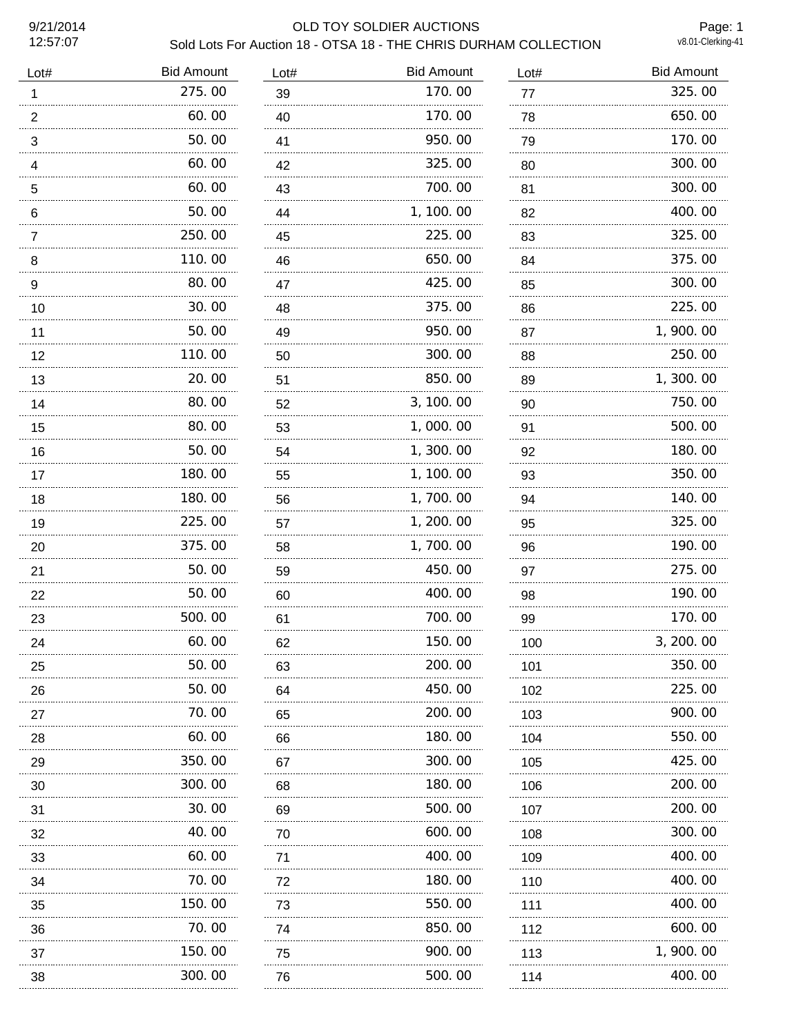# OLD TOY SOLDIER AUCTIONS

## Sold Lots For Auction 18 - OTSA 18 - THE CHRIS DURHAM COLLECTION

9/21/2014 12:57:07

v8.01-Clerking-41

| Lot# | Bid Amount |
|---|---|
| 1 | 275.00 |
| 2 | 60.00 |
| 3 | 50.00 |
| 4 | 60.00 |
| 5 | 60.00 |
| 6 | 50.00 |
| 7 | 250.00 |
| 8 | 110.00 |
| 9 | 80.00 |
| 10 | 30.00 |
| 11 | 50.00 |
| 12 | 110.00 |
| 13 | 20.00 |
| 14 | 80.00 |
| 15 | 80.00 |
| 16 | 50.00 |
| 17 | 180.00 |
| 18 | 180.00 |
| 19 | 225.00 |
| 20 | 375.00 |
| 21 | 50.00 |
| 22 | 50.00 |
| 23 | 500.00 |
| 24 | 60.00 |
| 25 | 50.00 |
| 26 | 50.00 |
| 27 | 70.00 |
| 28 | 60.00 |
| 29 | 350.00 |
| 30 | 300.00 |
| 31 | 30.00 |
| 32 | 40.00 |
| 33 | 60.00 |
| 34 | 70.00 |
| 35 | 150.00 |
| 36 | 70.00 |
| 37 | 150.00 |
| 38 | 300.00 |
| 39 | 170.00 |
| 40 | 170.00 |
| 41 | 950.00 |
| 42 | 325.00 |
| 43 | 700.00 |
| 44 | 1,100.00 |
| 45 | 225.00 |
| 46 | 650.00 |
| 47 | 425.00 |
| 48 | 375.00 |
| 49 | 950.00 |
| 50 | 300.00 |
| 51 | 850.00 |
| 52 | 3,100.00 |
| 53 | 1,000.00 |
| 54 | 1,300.00 |
| 55 | 1,100.00 |
| 56 | 1,700.00 |
| 57 | 1,200.00 |
| 58 | 1,700.00 |
| 59 | 450.00 |
| 60 | 400.00 |
| 61 | 700.00 |
| 62 | 150.00 |
| 63 | 200.00 |
| 64 | 450.00 |
| 65 | 200.00 |
| 66 | 180.00 |
| 67 | 300.00 |
| 68 | 180.00 |
| 69 | 500.00 |
| 70 | 600.00 |
| 71 | 400.00 |
| 72 | 180.00 |
| 73 | 550.00 |
| 74 | 850.00 |
| 75 | 900.00 |
| 76 | 500.00 |
| 77 | 325.00 |
| 78 | 650.00 |
| 79 | 170.00 |
| 80 | 300.00 |
| 81 | 300.00 |
| 82 | 400.00 |
| 83 | 325.00 |
| 84 | 375.00 |
| 85 | 300.00 |
| 86 | 225.00 |
| 87 | 1,900.00 |
| 88 | 250.00 |
| 89 | 1,300.00 |
| 90 | 750.00 |
| 91 | 500.00 |
| 92 | 180.00 |
| 93 | 350.00 |
| 94 | 140.00 |
| 95 | 325.00 |
| 96 | 190.00 |
| 97 | 275.00 |
| 98 | 190.00 |
| 99 | 170.00 |
| 100 | 3,200.00 |
| 101 | 350.00 |
| 102 | 225.00 |
| 103 | 900.00 |
| 104 | 550.00 |
| 105 | 425.00 |
| 106 | 200.00 |
| 107 | 200.00 |
| 108 | 300.00 |
| 109 | 400.00 |
| 110 | 400.00 |
| 111 | 400.00 |
| 112 | 600.00 |
| 113 | 1,900.00 |
| 114 | 400.00 |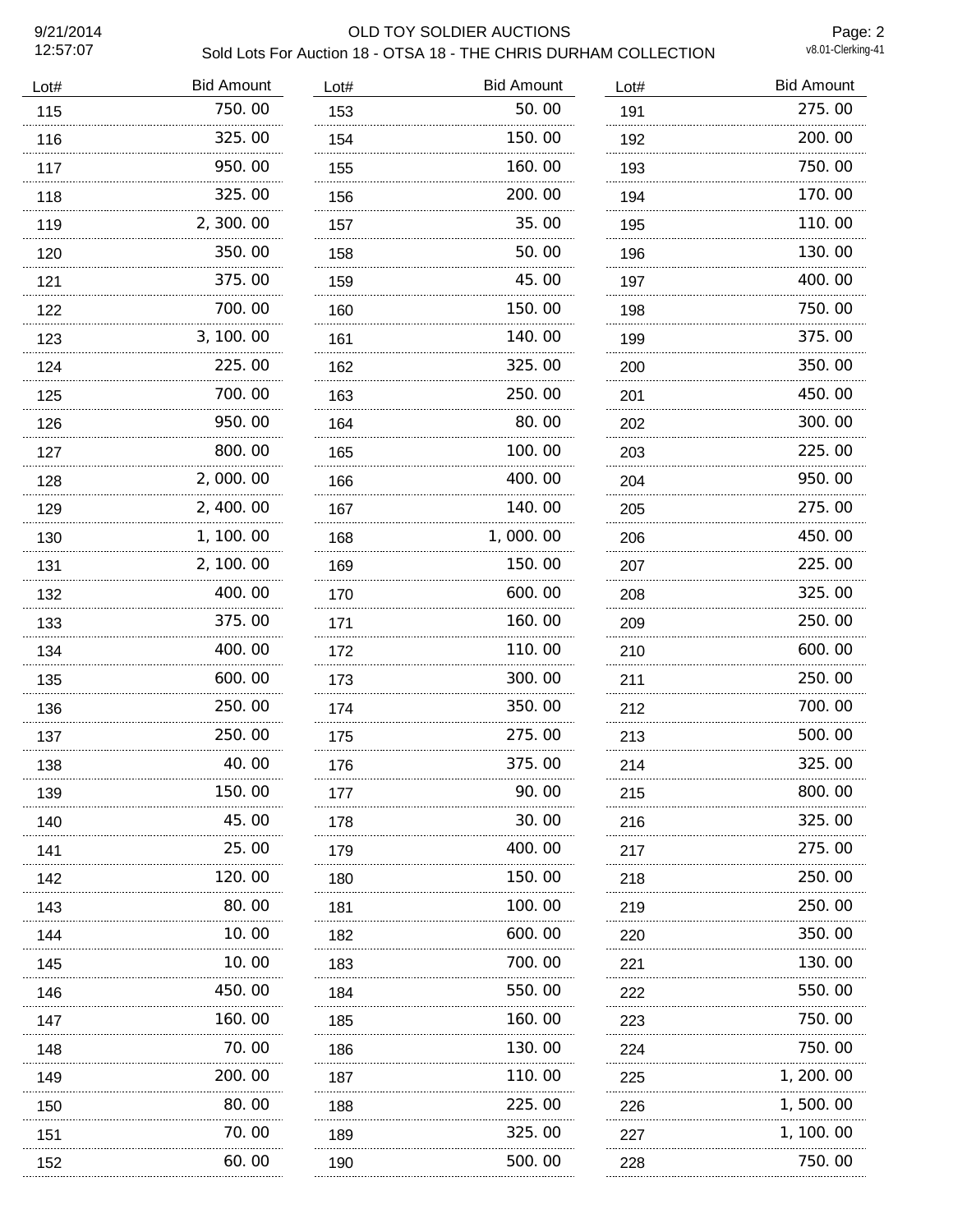| Lot# | Bid Amount | Lot# | Bid Amount | Lot# | Bid Amount |
|---|---|---|---|---|---|
| 115 | 750.00 | 153 | 50.00 | 191 | 275.00 |
| 116 | 325.00 | 154 | 150.00 | 192 | 200.00 |
| 117 | 950.00 | 155 | 160.00 | 193 | 750.00 |
| 118 | 325.00 | 156 | 200.00 | 194 | 170.00 |
| 119 | 2,300.00 | 157 | 35.00 | 195 | 110.00 |
| 120 | 350.00 | 158 | 50.00 | 196 | 130.00 |
| 121 | 375.00 | 159 | 45.00 | 197 | 400.00 |
| 122 | 700.00 | 160 | 150.00 | 198 | 750.00 |
| 123 | 3,100.00 | 161 | 140.00 | 199 | 375.00 |
| 124 | 225.00 | 162 | 325.00 | 200 | 350.00 |
| 125 | 700.00 | 163 | 250.00 | 201 | 450.00 |
| 126 | 950.00 | 164 | 80.00 | 202 | 300.00 |
| 127 | 800.00 | 165 | 100.00 | 203 | 225.00 |
| 128 | 2,000.00 | 166 | 400.00 | 204 | 950.00 |
| 129 | 2,400.00 | 167 | 140.00 | 205 | 275.00 |
| 130 | 1,100.00 | 168 | 1,000.00 | 206 | 450.00 |
| 131 | 2,100.00 | 169 | 150.00 | 207 | 225.00 |
| 132 | 400.00 | 170 | 600.00 | 208 | 325.00 |
| 133 | 375.00 | 171 | 160.00 | 209 | 250.00 |
| 134 | 400.00 | 172 | 110.00 | 210 | 600.00 |
| 135 | 600.00 | 173 | 300.00 | 211 | 250.00 |
| 136 | 250.00 | 174 | 350.00 | 212 | 700.00 |
| 137 | 250.00 | 175 | 275.00 | 213 | 500.00 |
| 138 | 40.00 | 176 | 375.00 | 214 | 325.00 |
| 139 | 150.00 | 177 | 90.00 | 215 | 800.00 |
| 140 | 45.00 | 178 | 30.00 | 216 | 325.00 |
| 141 | 25.00 | 179 | 400.00 | 217 | 275.00 |
| 142 | 120.00 | 180 | 150.00 | 218 | 250.00 |
| 143 | 80.00 | 181 | 100.00 | 219 | 250.00 |
| 144 | 10.00 | 182 | 600.00 | 220 | 350.00 |
| 145 | 10.00 | 183 | 700.00 | 221 | 130.00 |
| 146 | 450.00 | 184 | 550.00 | 222 | 550.00 |
| 147 | 160.00 | 185 | 160.00 | 223 | 750.00 |
| 148 | 70.00 | 186 | 130.00 | 224 | 750.00 |
| 149 | 200.00 | 187 | 110.00 | 225 | 1,200.00 |
| 150 | 80.00 | 188 | 225.00 | 226 | 1,500.00 |
| 151 | 70.00 | 189 | 325.00 | 227 | 1,100.00 |
| 152 | 60.00 | 190 | 500.00 | 228 | 750.00 |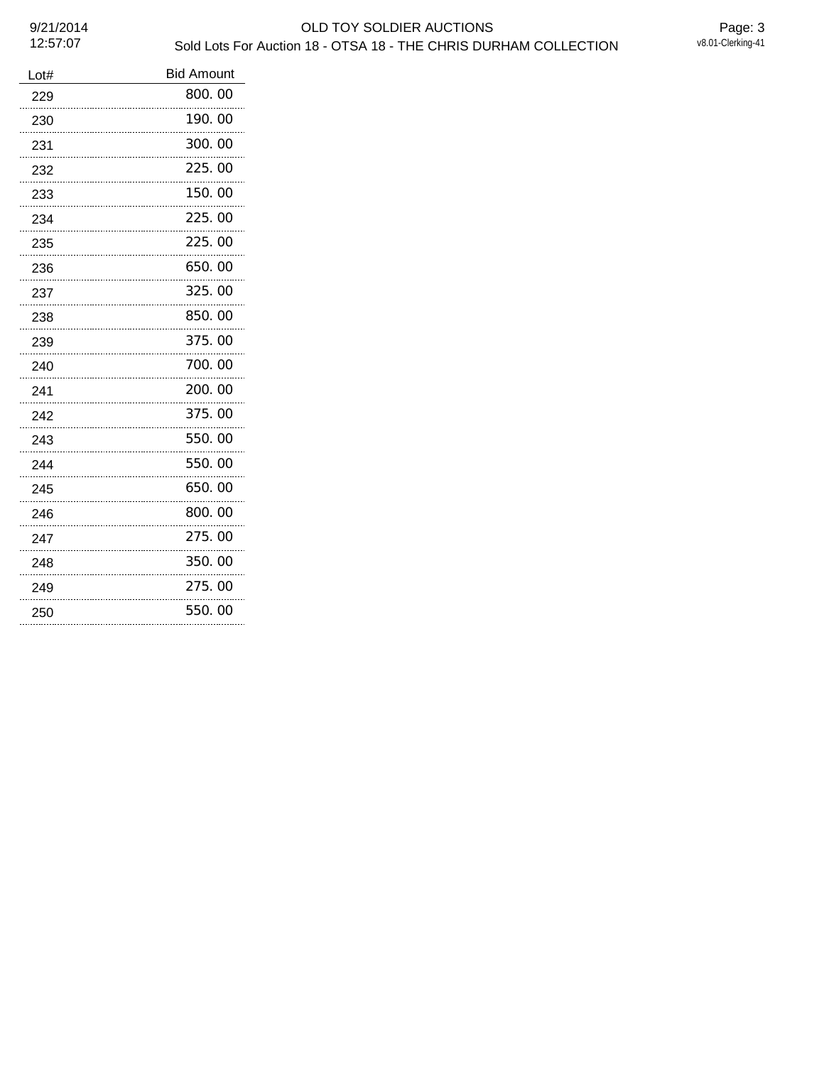| Lot# | Bid Amount |
| --- | --- |
| 229 | 800. 00 |
| 230 | 190. 00 |
| 231 | 300. 00 |
| 232 | 225. 00 |
| 233 | 150. 00 |
| 234 | 225. 00 |
| 235 | 225. 00 |
| 236 | 650. 00 |
| 237 | 325. 00 |
| 238 | 850. 00 |
| 239 | 375. 00 |
| 240 | 700. 00 |
| 241 | 200. 00 |
| 242 | 375. 00 |
| 243 | 550. 00 |
| 244 | 550. 00 |
| 245 | 650. 00 |
| 246 | 800. 00 |
| 247 | 275. 00 |
| 248 | 350. 00 |
| 249 | 275. 00 |
| 250 | 550. 00 |